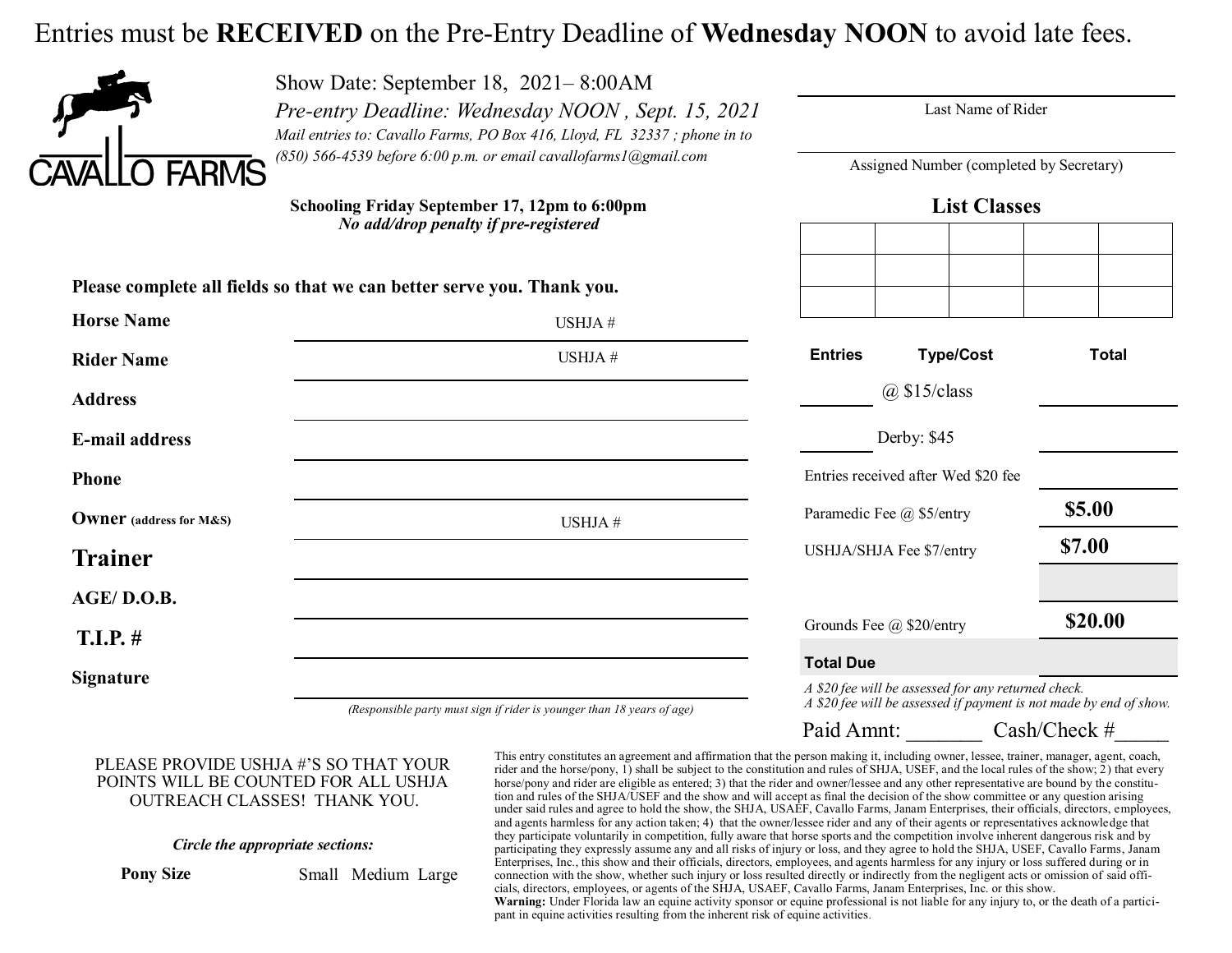Entries must be **RECEIVED** on the Pre-Entry Deadline of **Wednesday NOON** to avoid late fees.

CAVALLO FARMS

Show Date: September 18, 2021– 8:00AM

*Pre-entry Deadline: Wednesday NOON , Sept. 15, 2021*

*Mail entries to: Cavallo Farms, PO Box 416, Lloyd, FL 32337 ; phone in to (850) 566-4539 before 6:00 p.m. or email cavallofarms1@gmail.com*

**Schooling Friday September 17, 12pm to 6:00pm**
***No add/drop penalty if pre-registered***

Last Name of Rider: ______________________

Assigned Number (completed by Secretary): ______________________

**Please complete all fields so that we can better serve you. Thank you.**

**Horse Name** ______________________ USHJA # ______

**Rider Name** ______________________ USHJA # ______

**Address** ______________________

**E-mail address** ______________________

**Phone** ______________________

**Owner** **(address for M&S)** ______________________ USHJA # ______

**Trainer** ______________________

**AGE/ D.O.B.** ______________________

**T.I.P. #** ______________________

**Signature** ______________________

*(Responsible party must sign if rider is younger than 18 years of age)*

## List Classes

| | | | | |
|---|---|---|---|---|
| | | | | |
| | | | | |
| | | | | |

| Entries | Type/Cost | Total |
|---|---|---|
| ______ | @ $15/class | ______ |
| ______ | Derby: $45 | ______ |
| | Entries received after Wed $20 fee | ______ |
| | Paramedic Fee @ $5/entry | **$5.00** |
| | USHJA/SHJA Fee $7/entry | **$7.00** |
| | | |
| | Grounds Fee @ $20/entry | **$20.00** |
| | **Total Due** | |

*A $20 fee will be assessed for any returned check.*
*A $20 fee will be assessed if payment is not made by end of show.*

Paid Amnt: _______ Cash/Check #_____

PLEASE PROVIDE USHJA #'S SO THAT YOUR POINTS WILL BE COUNTED FOR ALL USHJA OUTREACH CLASSES! THANK YOU.

***Circle the appropriate sections:***

**Pony Size** Small Medium Large

This entry constitutes an agreement and affirmation that the person making it, including owner, lessee, trainer, manager, agent, coach, rider and the horse/pony, 1) shall be subject to the constitution and rules of SHJA, USEF, and the local rules of the show; 2) that every horse/pony and rider are eligible as entered; 3) that the rider and owner/lessee and any other representative are bound by the constitution and rules of the SHJA/USEF and the show and will accept as final the decision of the show committee or any question arising under said rules and agree to hold the show, the SHJA, USAEF, Cavallo Farms, Janam Enterprises, their officials, directors, employees, and agents harmless for any action taken; 4) that the owner/lessee rider and any of their agents or representatives acknowledge that they participate voluntarily in competition, fully aware that horse sports and the competition involve inherent dangerous risk and by participating they expressly assume any and all risks of injury or loss, and they agree to hold the SHJA, USEF, Cavallo Farms, Janam Enterprises, Inc., this show and their officials, directors, employees, and agents harmless for any injury or loss suffered during or in connection with the show, whether such injury or loss resulted directly or indirectly from the negligent acts or omission of said officials, directors, employees, or agents of the SHJA, USAEF, Cavallo Farms, Janam Enterprises, Inc. or this show.
**Warning:** Under Florida law an equine activity sponsor or equine professional is not liable for any injury to, or the death of a participant in equine activities resulting from the inherent risk of equine activities.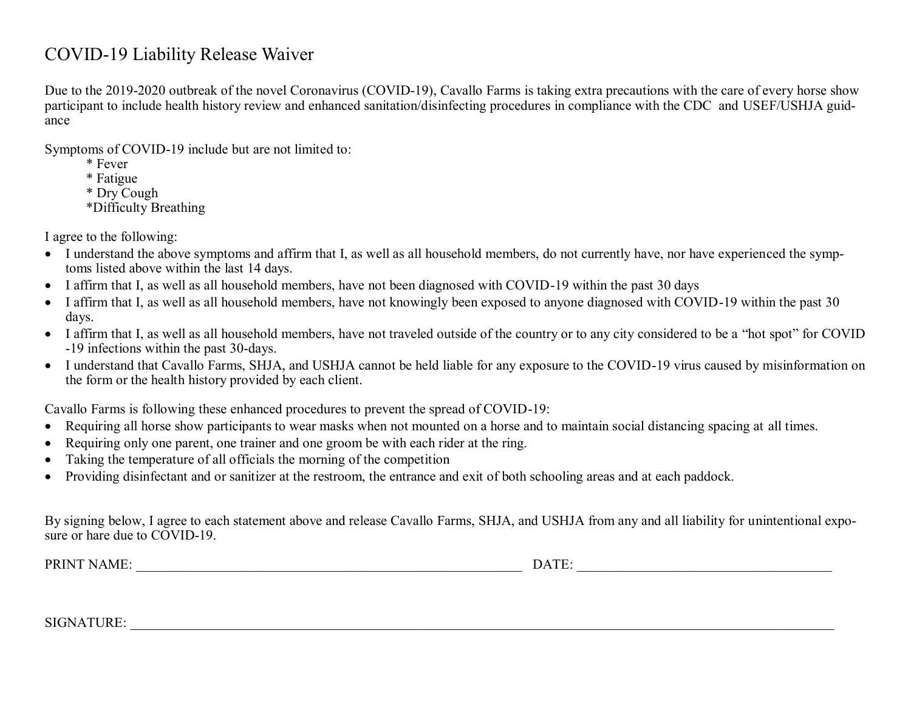# COVID-19 Liability Release Waiver

Due to the 2019-2020 outbreak of the novel Coronavirus (COVID-19), Cavallo Farms is taking extra precautions with the care of every horse show participant to include health history review and enhanced sanitation/disinfecting procedures in compliance with the CDC and USEF/USHJA guidance

Symptoms of COVID-19 include but are not limited to:

* Fever
* Fatigue
* Dry Cough
* Difficulty Breathing

I agree to the following:

- I understand the above symptoms and affirm that I, as well as all household members, do not currently have, nor have experienced the symptoms listed above within the last 14 days.
- I affirm that I, as well as all household members, have not been diagnosed with COVID-19 within the past 30 days
- I affirm that I, as well as all household members, have not knowingly been exposed to anyone diagnosed with COVID-19 within the past 30 days.
- I affirm that I, as well as all household members, have not traveled outside of the country or to any city considered to be a "hot spot" for COVID-19 infections within the past 30-days.
- I understand that Cavallo Farms, SHJA, and USHJA cannot be held liable for any exposure to the COVID-19 virus caused by misinformation on the form or the health history provided by each client.

Cavallo Farms is following these enhanced procedures to prevent the spread of COVID-19:

- Requiring all horse show participants to wear masks when not mounted on a horse and to maintain social distancing spacing at all times.
- Requiring only one parent, one trainer and one groom be with each rider at the ring.
- Taking the temperature of all officials the morning of the competition
- Providing disinfectant and or sanitizer at the restroom, the entrance and exit of both schooling areas and at each paddock.

By signing below, I agree to each statement above and release Cavallo Farms, SHJA, and USHJA from any and all liability for unintentional exposure or hare due to COVID-19.

PRINT NAME: ____________________________________________ DATE: ______________________________

SIGNATURE: ____________________________________________________________________________